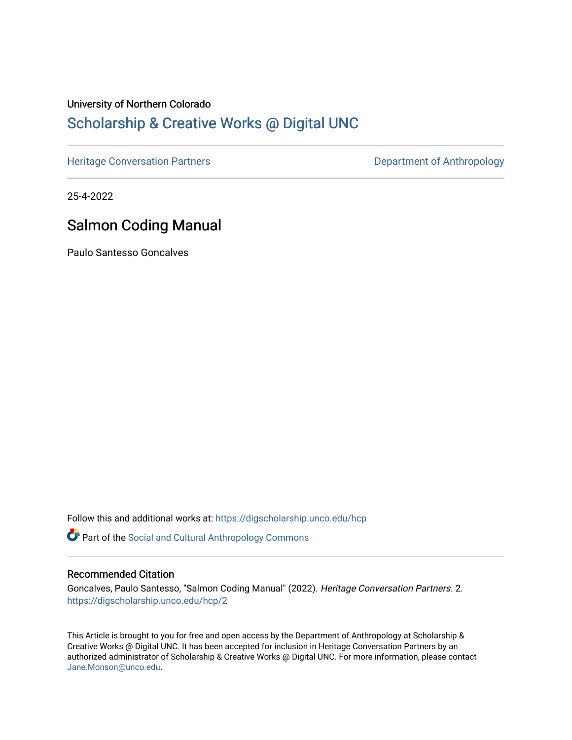University of Northern Colorado

# Scholarship & Creative Works @ Digital UNC

Heritage Conversation Partners | Department of Anthropology

25-4-2022

## Salmon Coding Manual

Paulo Santesso Goncalves

Follow this and additional works at: https://digscholarship.unco.edu/hcp

Part of the Social and Cultural Anthropology Commons

### Recommended Citation

Goncalves, Paulo Santesso, "Salmon Coding Manual" (2022). *Heritage Conversation Partners*. 2. https://digscholarship.unco.edu/hcp/2

This Article is brought to you for free and open access by the Department of Anthropology at Scholarship & Creative Works @ Digital UNC. It has been accepted for inclusion in Heritage Conversation Partners by an authorized administrator of Scholarship & Creative Works @ Digital UNC. For more information, please contact Jane.Monson@unco.edu.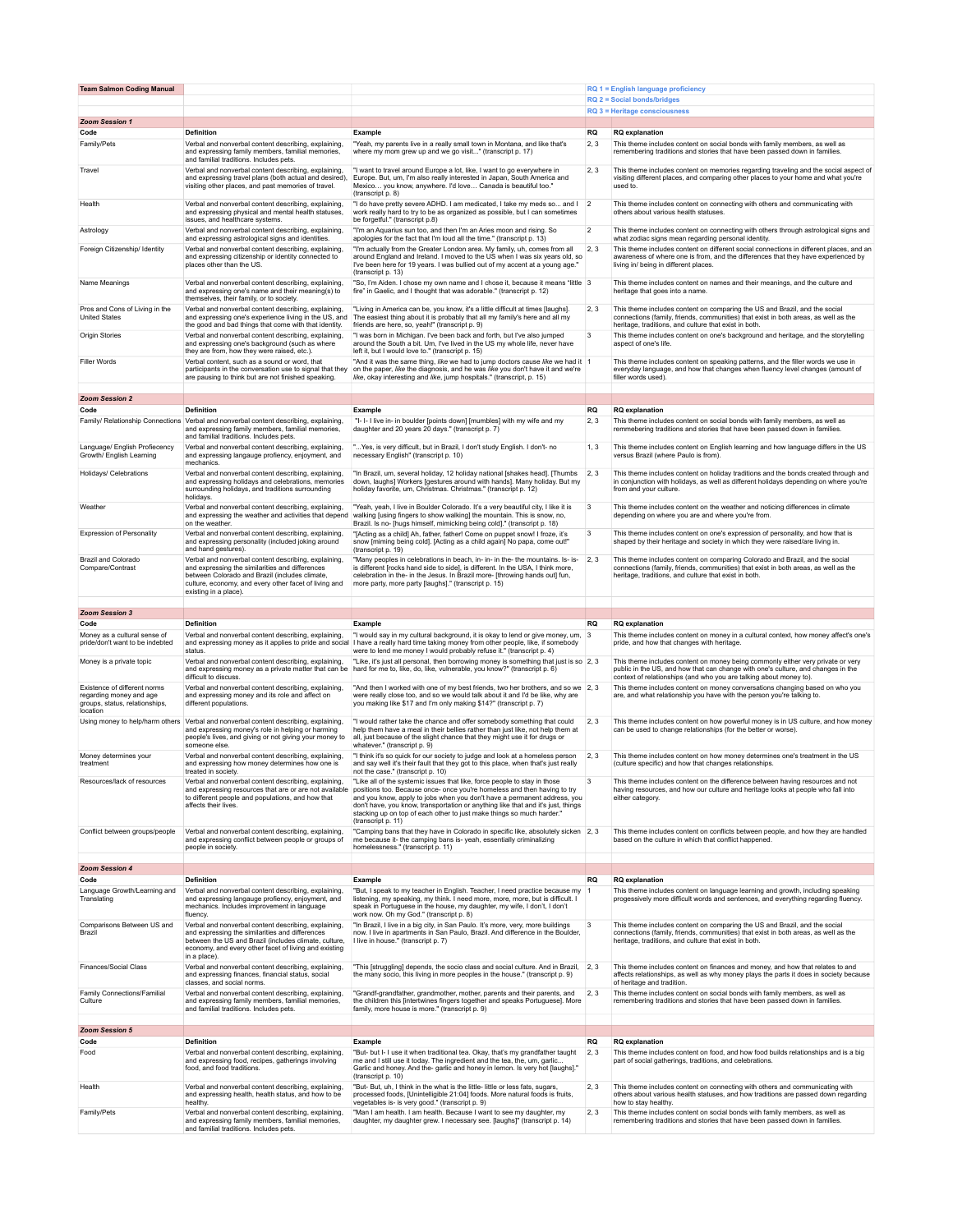| Team Salmon Coding Manual | | | RQ 1 = English language proficiency | |
|---|---|---|---|---|
| | | | RQ 2 = Social bonds/bridges | |
| | | | RQ 3 = Heritage consciousness | |
| **Zoom Session 1** | | | | |
| **Code** | **Definition** | **Example** | **RQ** | **RQ explanation** |
| Family/Pets | Verbal and nonverbal content describing, explaining, and expressing family members, familial memories, and familial traditions. Includes pets. | "Yeah, my parents live in a really small town in Montana, and like that's where my mom grew up and we go visit..." (transcript p. 17) | 2, 3 | This theme includes content on social bonds with family members, as well as remembering traditions and stories that have been passed down in families. |
| Travel | Verbal and nonverbal content describing, explaining, and expressing travel plans (both actual and desired), visiting other places, and past memories of travel. | "I want to travel around Europe a lot, like, I want to go everywhere in Europe. But, um, I'm also really interested in Japan, South America and Mexico… you know, anywhere. I'd love… Canada is beautiful too." (transcript p. 8) | 2, 3 | This theme includes content on memories regarding traveling and the social aspect of visiting different places, and comparing other places to your home and what you're used to. |
| Health | Verbal and nonverbal content describing, explaining, and expressing physical and mental health statuses, issues, and healthcare systems. | "I do have pretty severe ADHD. I am medicated, I take my meds so... and I work really hard to try to be as organized as possible, but I can sometimes be forgetful." (transcript p. 13) | 2 | This theme includes content on connecting with others and communicating with others about various health statuses. |
| Astrology | Verbal and nonverbal content describing, explaining, and expressing astrological signs and identities. | "I'm an Aquarius sun too, and then I'm an Aries moon and rising. So apologies for the fact that I'm loud all the time." (transcript p.8) | 2 | This theme includes content on connecting with others through astrological signs and what zodiac signs mean regarding personal identity. |
| Foreign Citizenship/ Identity | Verbal and nonverbal content describing, explaining, and expressing citizenship or identity connected to places other than the US. | "I'm actually from the Greater London area. My family, uh, comes from all around England and Ireland. I moved to the US when I was six years old, so I've been here for 19 years. I was bullied out of my accent at a young age." (transcript p. 13) | 2, 3 | This theme includes content on different social connections in different places, and an awareness of where one is from, and the differences that they have experienced by living in/ being in different places. |
| Name Meanings | Verbal and nonverbal content describing, explaining, and expressing one's name and their meaning(s) to themselves, their family, or to society. | "So, I'm Aiden. I chose my own name and I chose it, because it means "little fire" in Gaelic, and I thought that was adorable." (transcript p. 12) | 3 | This theme includes content on names and their meanings, and the culture and heritage that goes into a name. |
| Pros and Cons of Living in the United States | Verbal and nonverbal content describing, explaining, and expressing one's experience living in the US, and the good and bad things that come with that identity. | "Living in America can be, you know, it's a little difficult at times [laughs]. The easiest thing about it is probably that all my family's here and all my friends are here, so, yeah!" (transcript p. 9) | 2, 3 | This theme includes content on comparing the US and Brazil, and the social connections (family, friends, communities) that exist in both areas, as well as the heritage, traditions, and culture that exist in both. |
| Origin Stories | Verbal and nonverbal content describing, explaining, and expressing one's background (such as where they are from, how they were raised, etc.). | "I was born in Michigan. I've been back and forth, but I've also jumped around the South a bit. Um, I've lived in the US my whole life, never have left it, but I would love to." (transcript p. 15) | 3 | This theme includes content on one's background and heritage, and the storytelling aspect of one's life. |
| Filler Words | Verbal content, such as a sound or word, that participants in the conversation use to signal that they are pausing to think but are not finished speaking. | "And it was the same thing, *like* we had to jump doctors cause *like* we had it on the paper, *like* the diagnosis, and he was *like* you don't have it and we're *like*, okay interesting and *like*, jump hospitals." (transcript, p. 15) | 1 | This theme includes content on speaking patterns, and the filler words we use in everyday language, and how that changes when fluency level changes (amount of filler words used). |
| | | | | |
| **Zoom Session 2** | | | | |
| **Code** | **Definition** | **Example** | **RQ** | **RQ explanation** |
| Family/ Relationship Connections | Verbal and nonverbal content describing, explaining, and expressing family members, familial memories, and familial traditions. Includes pets. | "I- I- I live in- in boulder [points down] [mumbles] with my wife and my daughter and 20 years 20 days." (transcript p. 7) | 2, 3 | This theme includes content on social bonds with family members, as well as remmebering traditions and stories that have been passed down in families. |
| Language/ English Profiecency Growth/ English Learning | Verbal and nonverbal content describing, explaining, and expressing langauge profiency, enjoyment, and mechanics. | "...Yes, is very difficult, but in Brazil, I don't study English. I don't- no necessary English" (transcript p. 10) | 1, 3 | This theme includes content on English learning and how language differs in the US versus Brazil (where Paulo is from). |
| Holidays/ Celebrations | Verbal and nonverbal content describing, explaining, and expressing holidays and celebrations, memories surrounding holidays, and traditions surrounding holidays. | "In Brazil, um, several holiday, 12 holiday national [shakes head]. [Thumbs down, laughs] Workers [gestures around with hands]. Many holiday. But my holiday favorite, um, Christmas. Christmas." (transcript p. 12) | 2, 3 | This theme includes content on holiday traditions and the bonds created through and in conjunction with holidays, as well as different holidays depending on where you're from and your culture. |
| Weather | Verbal and nonverbal content describing, explaining, and expressing the weather and activities that depend on the weather. | "Yeah, yeah, I live in Boulder Colorado. It's a very beautiful city, I like it is walking [using fingers to show walking] the mountain. This is snow, no, Brazil. Is no- [hugs himself, mimicking being cold]." (transcript p. 18) | 3 | This theme includes content on the weather and noticing differences in climate depending on where you are and where you're from. |
| Expression of Personality | Verbal and nonverbal content describing, explaining, and expressing personality (included joking around and hand gestures). | "[Acting as a child] Ah, father, father! Come on puppet snow! I froze, it's snow [miming being cold]. [Acting as a child again] No papa, come out!" (transcript p. 19) | 3 | This theme includes content on one's expression of personality, and how that is shaped by their heritage and society in which they were raised/are living in. |
| Brazil and Colorado Compare/Contrast | Verbal and nonverbal content describing, explaining, and expressing the similarities and differences between Colorado and Brazil (includes climate, culture, economy, and every other facet of living and existing in a place). | "Many peoples in celebrations in beach, in- in- in the- the mountains. Is- is- is different [rocks hand side to side], is different. In the USA, I think more, celebration in the- in the Jesus. In Brazil more- [throwing hands out] fun, more party, more party [laughs]." (transcript p. 15) | 2, 3 | This theme includes content on comparing Colorado and Brazil, and the social connections (family, friends, communities) that exist in both areas, as well as the heritage, traditions, and culture that exist in both. |
| | | | | |
| **Zoom Session 3** | | | | |
| **Code** | **Definition** | **Example** | **RQ** | **RQ explanation** |
| Money as a cultural sense of pride/don't want to be indebted | Verbal and nonverbal content describing, explaining, and expressing money as it applies to pride and social status. | "I would say in my cultural background, it is okay to lend or give money, um, I have a really hard time taking money from other people, like, if somebody were to lend me money I would probably refuse it." (transcript p. 4) | 3 | This theme includes content on money in a cultural context, how money affect's one's pride, and how that changes with heritage. |
| Money is a private topic | Verbal and nonverbal content describing, explaining, and expressing money as a private matter that can be difficult to discuss. | "Like, it's just all personal, then borrowing money is something that just is so hard for me to, like, do, like, vulnerable, you know?" (transcript p. 6) | 2, 3 | This theme includes content on money being commonly either very private or very public in the US, and how that can change with one's culture, and changes in the context of relationships (and who you are talking about money to). |
| Existence of different norms regarding money and age groups, status, relationships, location | Verbal and nonverbal content describing, explaining, and expressing money and its role and affect on different populations. | "And then I worked with one of my best friends, two her brothers, and so we were really close too, and so we would talk about it and I'd be like, why are you making like $17 and I'm only making $14?" (transcript p. 7) | 2, 3 | This theme includes content on money conversations changing based on who you are, and what relationship you have with the person you're talking to. |
| Using money to help/harm others | Verbal and nonverbal content describing, explaining, and expressing money's role in helping or harming people's lives, and giving or not giving your money to someone else. | "I would rather take the chance and offer somebody something that could help them have a meal in their bellies rather than just like, not help them at all, just because of the slight chance that they might use it for drugs or whatever." (transcript p. 9) | 2, 3 | This theme includes content on how powerful money is in US culture, and how money can be used to change relationships (for the better or worse). |
| Money determines your treatment | Verbal and nonverbal content describing, explaining, and expressing how money determines how one is treated in society. | "I think it's so quick for our society to judge and look at a homeless person and say well it's their fault that they got to this place, when that's just really not the case." (transcript p. 10) | 2, 3 | This theme includes content on how money determines one's treatment in the US (culture specific) and how that changes relationships. |
| Resources/lack of resources | Verbal and nonverbal content describing, explaining, and expressing resources that are or are not available to different people and populations, and how that affects their lives. | "Like all of the systemic issues that like, force people to stay in those positions too. Because once- once you're homeless and then having to try and you know, apply to jobs when you don't have a permanent address, you don't have, you know, transportation or anything like that and it's just, things stacking up on top of each other to just make things so much harder." (transcript p. 11) | 3 | This theme includes content on the difference between having resources and not having resources, and how our culture and heritage looks at people who fall into either category. |
| Conflict between groups/people | Verbal and nonverbal content describing, explaining, and expressing conflict between people or groups of people in society. | "Camping bans that they have in Colorado in specific like, absolutely sicken me because it- the camping bans is- yeah, essentially criminalizing homelessness." (transcript p. 11) | 2, 3 | This theme includes content on conflicts between people, and how they are handled based on the culture in which that conflict happened. |
| | | | | |
| **Zoom Session 4** | | | | |
| **Code** | **Definition** | **Example** | **RQ** | **RQ explanation** |
| Language Growth/Learning and Translating | Verbal and nonverbal content describing, explaining, and expressing langauge profiency, enjoyment, and mechanics. Includes improvement in language fluency. | "But, I speak to my teacher in English. Teacher, I need practice because my listening, my speaking, my think. I need more, more, but is difficult. I speak in Portuguese in the house, my daughter, my wife, I don't, I don't work now. Oh my God." (transcript p. 8) | 1 | This theme includes content on language learning and growth, including speaking progessively more difficult words and sentences, and everything regarding fluency. |
| Comparisons Between US and Brazil | Verbal and nonverbal content describing, explaining, and expressing the similarities and differences between the US and Brazil (includes climate, culture, economy, and every other facet of living and existing in a place). | "In Brazil, I live in a big city, in San Paulo. It's more, very, more buildings now. I live in apartments in San Paulo, Brazil. And difference in the Boulder, I live in house." (transcript p. 7) | 3 | This theme includes content on comparing the US and Brazil, and the social connections (family, friends, communities) that exist in both areas, as well as the heritage, traditions, and culture that exist in both. |
| Finances/Social Class | Verbal and nonverbal content describing, explaining, and expressing finances, financial status, social classes, and social norms. | "This [struggling] depends, the socio class and social culture. And in Brazil, the many socio, this living in more peoples in the house." (transcript p. 9) | 2, 3 | This theme includes content on finances and money, and how that relates to and affects relationships, as well as why money plays the parts it does in society because of heritage and tradition. |
| Family Connections/Familial Culture | Verbal and nonverbal content describing, explaining, and expressing family members, familial memories, and familial traditions. Includes pets. | "Grandf-grandfather, grandmother, mother, parents and their parents, and the children this [intertwines fingers together and speaks Portuguese]. More family, more house is more." (transcript p. 9) | 2, 3 | This theme includes content on social bonds with family members, as well as remembering traditions and stories that have been passed down in families. |
| | | | | |
| **Zoom Session 5** | | | | |
| **Code** | **Definition** | **Example** | **RQ** | **RQ explanation** |
| Food | Verbal and nonverbal content describing, explaining, and expressing food, recipes, gatherings involving food, and food traditions. | "But- but I- I use it when traditional tea. Okay, that's my grandfather taught me and I still use it today. The ingredient and the tea, the, um, garlic… Garlic and honey. And the- garlic and honey and lemon. Is very hot [laughs]." (transcript p. 10) | 2, 3 | This theme includes content on food, and how food builds relationships and is a big part of social gatherings, traditions, and celebrations. |
| Health | Verbal and nonverbal content describing, explaining, and expressing health, health status, and how to be healthy. | "But- But, uh, I think in the what is the little- little or less fats, sugars, processed foods, [Unintelligible 21:04] foods. More natural foods is fruits, vegetables is- is very good." (transcript p. 9) | 2, 3 | This theme includes content on connecting with others and communicating with others about various health statuses, and how traditions are passed down regarding how to stay healthy. |
| Family/Pets | Verbal and nonverbal content describing, explaining, and expressing family members, familial memories, and familial traditions. Includes pets. | "Man I am health. I am health. Because I want to see my daughter, my daughter, my daughter grew. I necessary see. [laughs]" (transcript p. 14) | 2, 3 | This theme includes content on social bonds with family members, as well as remembering traditions and stories that have been passed down in families. |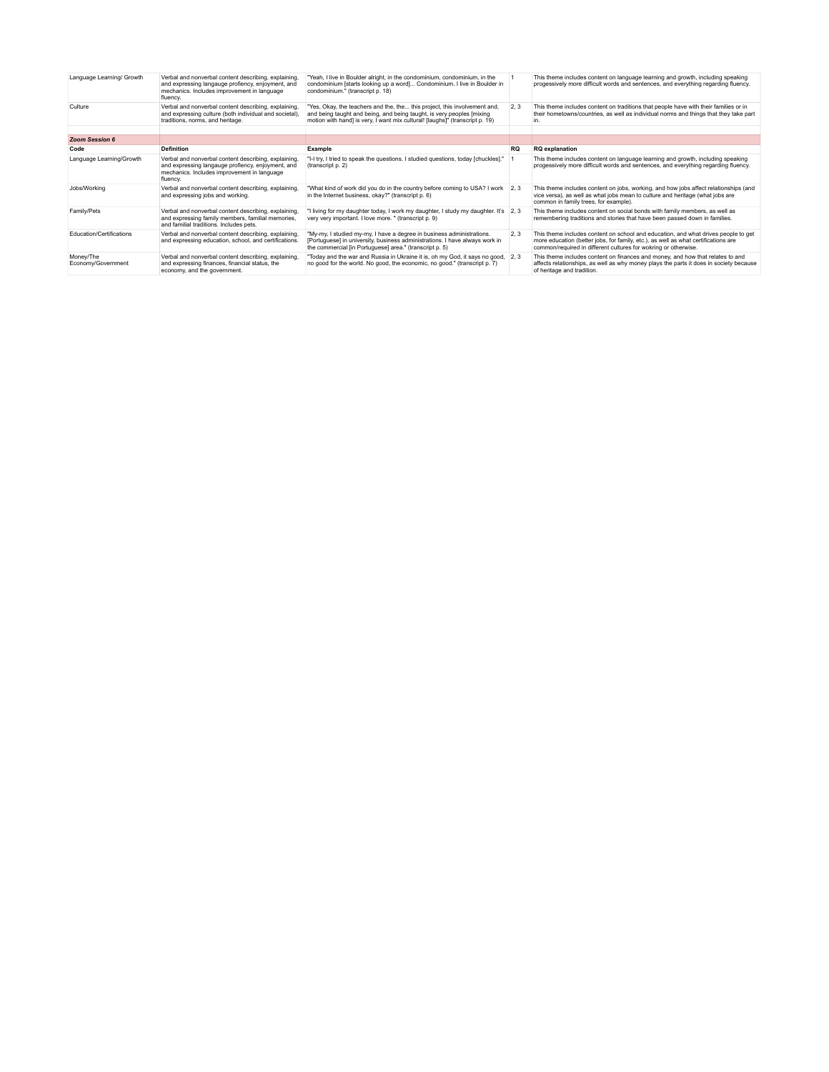| | | | | |
|---|---|---|---|---|
| Language Learning/ Growth | Verbal and nonverbal content describing, explaining, and expressing langauge profiency, enjoyment, and mechanics. Includes improvement in language fluency. | "Yeah, I live in Boulder alright, in the condominium, condominium, in the condominium [starts looking up a word]... Condominium. I live in Boulder in condominium." (transcript p. 18) | 1 | This theme includes content on language learning and growth, including speaking progessively more difficult words and sentences, and everything regarding fluency. |
| Culture | Verbal and nonverbal content describing, explaining, and expressing culture (both individual and societal), traditions, norms, and heritage. | "Yes, Okay, the teachers and the, the... this project, this involvement and, and being taught and being, and being taught, is very peoples [mixing motion with hand] is very, I want mix cultural! [laughs]" (transcript p. 19) | 2, 3 | This theme includes content on traditions that people have with their families or in their hometowns/countries, as well as individual norms and things that they take part in. |
| | | | | |
| ***Zoom Session 6*** | | | | |
| **Code** | **Definition** | **Example** | **RQ** | **RQ explanation** |
| Language Learning/Growth | Verbal and nonverbal content describing, explaining, and expressing langauge profiency, enjoyment, and mechanics. Includes improvement in language fluency. | "I-I try, I tried to speak the questions. I studied questions, today [chuckles]." (transcript p. 2) | 1 | This theme includes content on language learning and growth, including speaking progessively more difficult words and sentences, and everything regarding fluency. |
| Jobs/Working | Verbal and nonverbal content describing, explaining, and expressing jobs and working. | "What kind of work did you do in the country before coming to USA? I work in the Internet business, okay?" (transcript p. 6) | 2, 3 | This theme includes content on jobs, working, and how jobs affect relationships (and vice versa), as well as what jobs mean to culture and heritage (what jobs are common in family trees, for example). |
| Family/Pets | Verbal and nonverbal content describing, explaining, and expressing family members, familial memories, and familial traditions. Includes pets. | "I living for my daughter today, I work my daughter, I study my daughter. It's very very important. I love more. " (transcript p. 9) | 2, 3 | This theme includes content on social bonds with family members, as well as remembering traditions and stories that have been passed down in families. |
| Education/Certifications | Verbal and nonverbal content describing, explaining, and expressing education, school, and certifications. | "My-my, I studied my-my, I have a degree in business administrations. [Portuguese] in university, business administrations. I have always work in the commercial [in Portuguese] area." (transcript p. 5) | 2, 3 | This theme includes content on school and education, and what drives people to get more education (better jobs, for family, etc.), as well as what certifications are common/required in different cultures for wokring or otherwise. |
| Money/The Economy/Government | Verbal and nonverbal content describing, explaining, and expressing finances, financial status, the economy, and the government. | "Today and the war and Russia in Ukraine it is, oh my God, it says no good, no good for the world. No good, the economic, no good." (transcript p. 7) | 2, 3 | This theme includes content on finances and money, and how that relates to and affects relationships, as well as why money plays the parts it does in society because of heritage and tradition. |